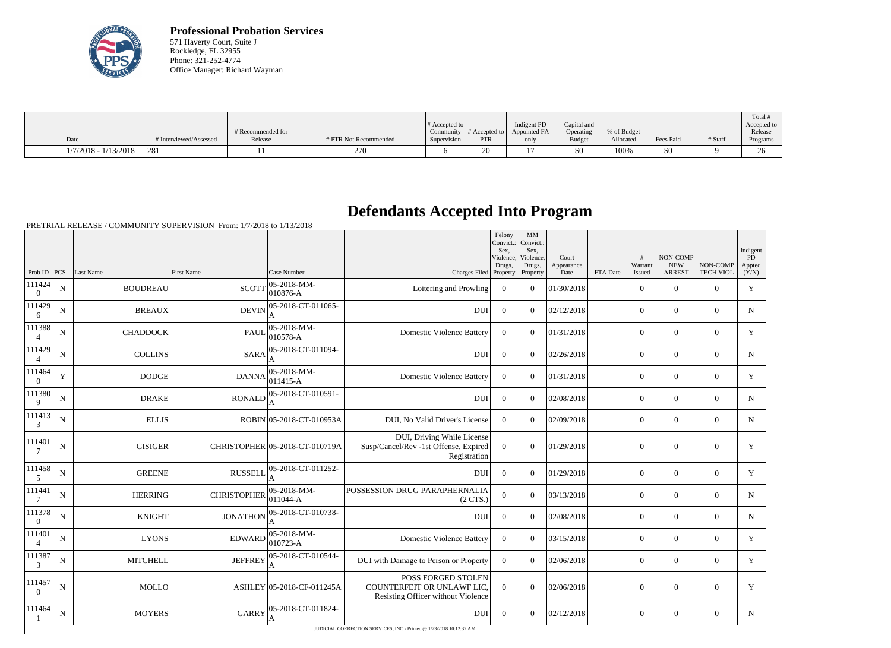**Professional Probation Services**
571 Haverty Court, Suite J
Rockledge, FL 32955
Phone: 321-252-4774
Office Manager: Richard Wayman

| Date | # Interviewed/Assessed | # Recommended for Release | # PTR Not Recommended | # Accepted to Community Supervision | # Accepted to PTR | Indigent PD Appointed FA only | Capital and Operating Budget | % of Budget Allocated | Fees Paid | # Staff | Total # Accepted to Release Programs |
|---|---|---|---|---|---|---|---|---|---|---|---|
| 1/7/2018 - 1/13/2018 | 281 | 11 | 270 | 6 | 20 | 17 | $0 | 100% | $0 | 9 | 26 |

# Defendants Accepted Into Program

PRETRIAL RELEASE / COMMUNITY SUPERVISION From: 1/7/2018 to 1/13/2018

| Prob ID | PCS | Last Name | First Name | Case Number | Charges Filed | Felony Convict.: Sex, Violence, Drugs, Property | MM Convict.: Sex, Violence, Drugs, Property | Court Appearance Date | FTA Date | # Warrant Issued | NON-COMP NEW ARREST | NON-COMP TECH VIOL | Indigent PD Appted (Y/N) |
|---|---|---|---|---|---|---|---|---|---|---|---|---|---|
| 1114240 | N | BOUDREAU | SCOTT | 05-2018-MM-010876-A | Loitering and Prowling | 0 | 0 | 01/30/2018 | | 0 | 0 | 0 | Y |
| 1114296 | N | BREAUX | DEVIN | 05-2018-CT-011065-A | DUI | 0 | 0 | 02/12/2018 | | 0 | 0 | 0 | N |
| 1113884 | N | CHADDOCK | PAUL | 05-2018-MM-010578-A | Domestic Violence Battery | 0 | 0 | 01/31/2018 | | 0 | 0 | 0 | Y |
| 1114294 | N | COLLINS | SARA | 05-2018-CT-011094-A | DUI | 0 | 0 | 02/26/2018 | | 0 | 0 | 0 | N |
| 1114640 | Y | DODGE | DANNA | 05-2018-MM-011415-A | Domestic Violence Battery | 0 | 0 | 01/31/2018 | | 0 | 0 | 0 | Y |
| 1113809 | N | DRAKE | RONALD | 05-2018-CT-010591-A | DUI | 0 | 0 | 02/08/2018 | | 0 | 0 | 0 | N |
| 1114133 | N | ELLIS | ROBIN | 05-2018-CT-010953A | DUI, No Valid Driver's License | 0 | 0 | 02/09/2018 | | 0 | 0 | 0 | N |
| 1114017 | N | GISIGER | CHRISTOPHER | 05-2018-CT-010719A | DUI, Driving While License Susp/Cancel/Rev -1st Offense, Expired Registration | 0 | 0 | 01/29/2018 | | 0 | 0 | 0 | Y |
| 1114585 | N | GREENE | RUSSELL | 05-2018-CT-011252-A | DUI | 0 | 0 | 01/29/2018 | | 0 | 0 | 0 | Y |
| 1114417 | N | HERRING | CHRISTOPHER | 05-2018-MM-011044-A | POSSESSION DRUG PARAPHERNALIA (2 CTS.) | 0 | 0 | 03/13/2018 | | 0 | 0 | 0 | N |
| 1113780 | N | KNIGHT | JONATHON | 05-2018-CT-010738-A | DUI | 0 | 0 | 02/08/2018 | | 0 | 0 | 0 | N |
| 1114014 | N | LYONS | EDWARD | 05-2018-MM-010723-A | Domestic Violence Battery | 0 | 0 | 03/15/2018 | | 0 | 0 | 0 | Y |
| 1113873 | N | MITCHELL | JEFFREY | 05-2018-CT-010544-A | DUI with Damage to Person or Property | 0 | 0 | 02/06/2018 | | 0 | 0 | 0 | Y |
| 1114570 | N | MOLLO | ASHLEY | 05-2018-CF-011245A | POSS FORGED STOLEN COUNTERFEIT OR UNLAWF LIC, Resisting Officer without Violence | 0 | 0 | 02/06/2018 | | 0 | 0 | 0 | Y |
| 1114641 | N | MOYERS | GARRY | 05-2018-CT-011824-A | DUI | 0 | 0 | 02/12/2018 | | 0 | 0 | 0 | N |

JUDICIAL CORRECTION SERVICES, INC - Printed @ 1/23/2018 10:12:32 AM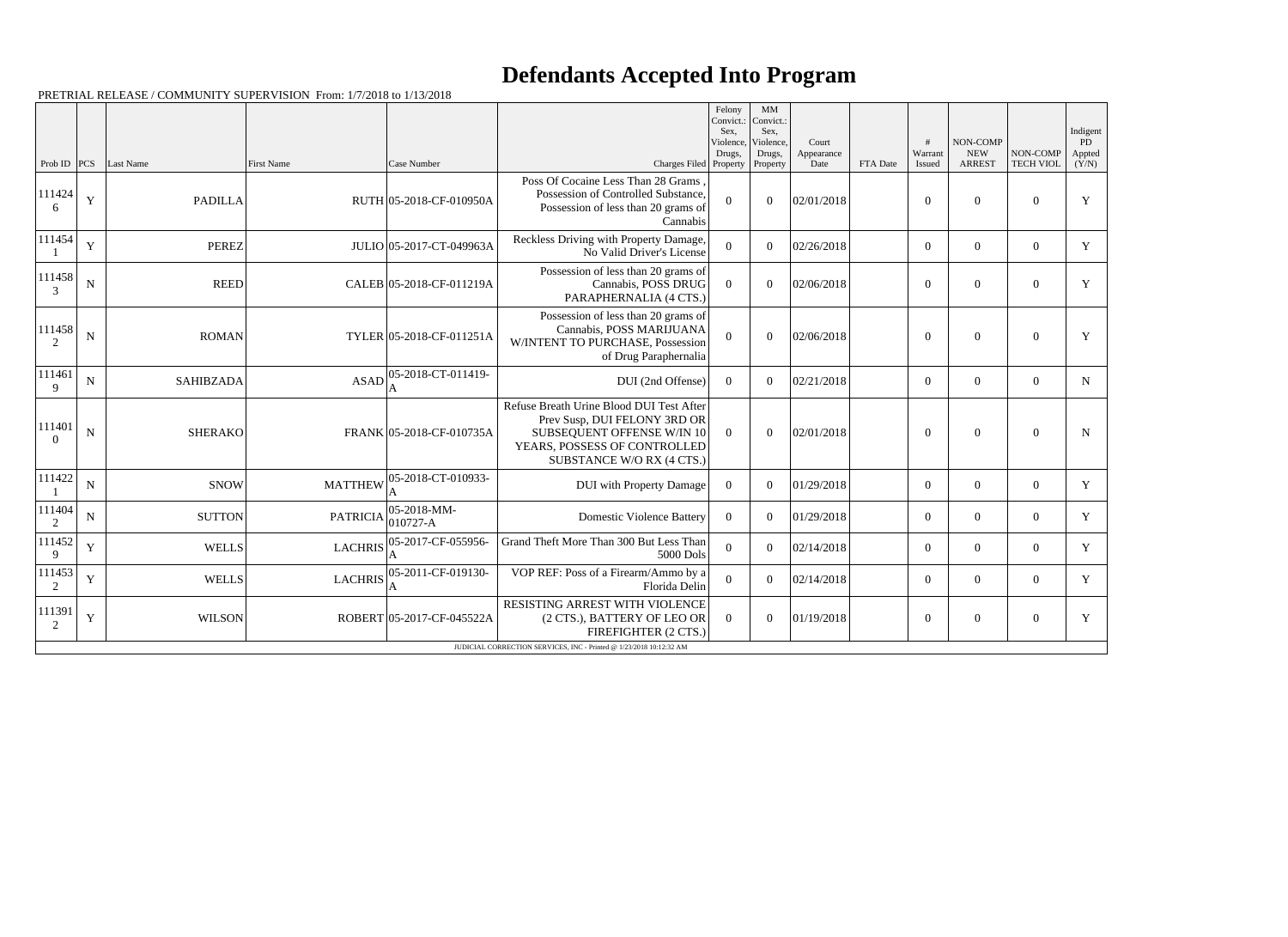# Defendants Accepted Into Program

PRETRIAL RELEASE / COMMUNITY SUPERVISION From: 1/7/2018 to 1/13/2018

| Prob ID | PCS | Last Name | First Name | Case Number | Charges Filed | Felony Convict.: Sex, Violence, Drugs, Property | MM Convict.: Sex, Violence, Drugs, Property | Court Appearance Date | FTA Date | # Warrant Issued | NON-COMP NEW ARREST | NON-COMP TECH VIOL | Indigent PD Appted (Y/N) |
|---|---|---|---|---|---|---|---|---|---|---|---|---|---|
| 1114246 | Y | PADILLA | RUTH | 05-2018-CF-010950A | Poss Of Cocaine Less Than 28 Grams , Possession of Controlled Substance, Possession of less than 20 grams of Cannabis | 0 | 0 | 02/01/2018 | | 0 | 0 | 0 | Y |
| 1114541 | Y | PEREZ | JULIO | 05-2017-CT-049963A | Reckless Driving with Property Damage, No Valid Driver's License | 0 | 0 | 02/26/2018 | | 0 | 0 | 0 | Y |
| 1114583 | N | REED | CALEB | 05-2018-CF-011219A | Possession of less than 20 grams of Cannabis, POSS DRUG PARAPHERNALIA (4 CTS.) | 0 | 0 | 02/06/2018 | | 0 | 0 | 0 | Y |
| 1114582 | N | ROMAN | TYLER | 05-2018-CF-011251A | Possession of less than 20 grams of Cannabis, POSS MARIJUANA W/INTENT TO PURCHASE, Possession of Drug Paraphernalia | 0 | 0 | 02/06/2018 | | 0 | 0 | 0 | Y |
| 1114619 | N | SAHIBZADA | ASAD | 05-2018-CT-011419-A | DUI (2nd Offense) | 0 | 0 | 02/21/2018 | | 0 | 0 | 0 | N |
| 1114010 | N | SHERAKO | FRANK | 05-2018-CF-010735A | Refuse Breath Urine Blood DUI Test After Prev Susp, DUI FELONY 3RD OR SUBSEQUENT OFFENSE W/IN 10 YEARS, POSSESS OF CONTROLLED SUBSTANCE W/O RX (4 CTS.) | 0 | 0 | 02/01/2018 | | 0 | 0 | 0 | N |
| 1114221 | N | SNOW | MATTHEW | 05-2018-CT-010933-A | DUI with Property Damage | 0 | 0 | 01/29/2018 | | 0 | 0 | 0 | Y |
| 1114042 | N | SUTTON | PATRICIA | 05-2018-MM-010727-A | Domestic Violence Battery | 0 | 0 | 01/29/2018 | | 0 | 0 | 0 | Y |
| 1114529 | Y | WELLS | LACHRIS | 05-2017-CF-055956-A | Grand Theft More Than 300 But Less Than 5000 Dols | 0 | 0 | 02/14/2018 | | 0 | 0 | 0 | Y |
| 1114532 | Y | WELLS | LACHRIS | 05-2011-CF-019130-A | VOP REF: Poss of a Firearm/Ammo by a Florida Delin | 0 | 0 | 02/14/2018 | | 0 | 0 | 0 | Y |
| 1113912 | Y | WILSON | ROBERT | 05-2017-CF-045522A | RESISTING ARREST WITH VIOLENCE (2 CTS.), BATTERY OF LEO OR FIREFIGHTER (2 CTS.) | 0 | 0 | 01/19/2018 | | 0 | 0 | 0 | Y |

JUDICIAL CORRECTION SERVICES, INC - Printed @ 1/23/2018 10:12:32 AM